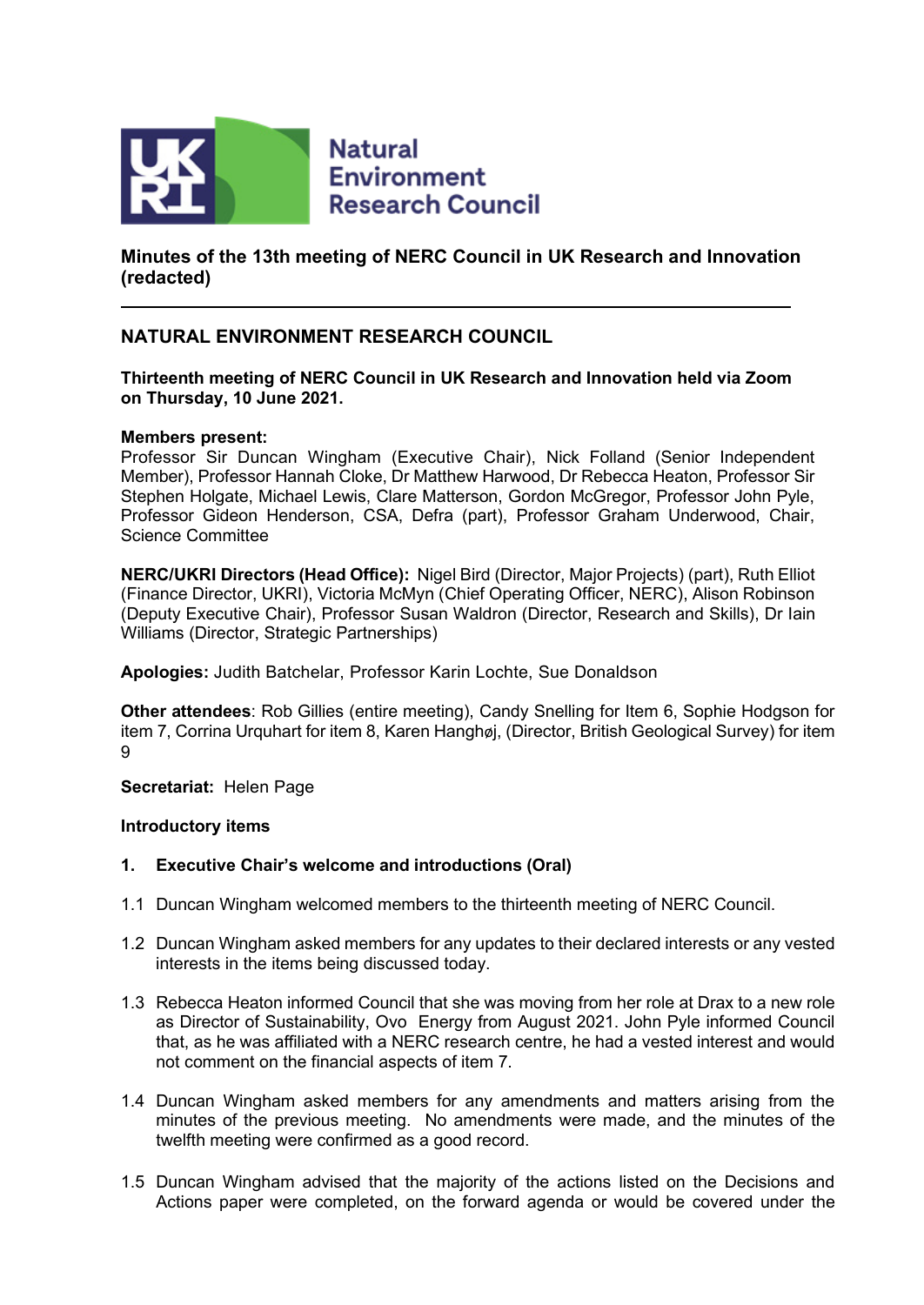Natural Environment Research Council

# Minutes of the 13th meeting of NERC Council in UK Research and Innovation (redacted)

---

## NATURAL ENVIRONMENT RESEARCH COUNCIL

**Thirteenth meeting of NERC Council in UK Research and Innovation held via Zoom on Thursday, 10 June 2021.**

**Members present:**
Professor Sir Duncan Wingham (Executive Chair), Nick Folland (Senior Independent Member), Professor Hannah Cloke, Dr Matthew Harwood, Dr Rebecca Heaton, Professor Sir Stephen Holgate, Michael Lewis, Clare Matterson, Gordon McGregor, Professor John Pyle, Professor Gideon Henderson, CSA, Defra (part), Professor Graham Underwood, Chair, Science Committee

**NERC/UKRI Directors (Head Office):** Nigel Bird (Director, Major Projects) (part), Ruth Elliot (Finance Director, UKRI), Victoria McMyn (Chief Operating Officer, NERC), Alison Robinson (Deputy Executive Chair), Professor Susan Waldron (Director, Research and Skills), Dr Iain Williams (Director, Strategic Partnerships)

**Apologies:** Judith Batchelar, Professor Karin Lochte, Sue Donaldson

**Other attendees**: Rob Gillies (entire meeting), Candy Snelling for Item 6, Sophie Hodgson for item 7, Corrina Urquhart for item 8, Karen Hanghøj, (Director, British Geological Survey) for item 9

**Secretariat:** Helen Page

**Introductory items**

**1. Executive Chair's welcome and introductions (Oral)**

1.1 Duncan Wingham welcomed members to the thirteenth meeting of NERC Council.

1.2 Duncan Wingham asked members for any updates to their declared interests or any vested interests in the items being discussed today.

1.3 Rebecca Heaton informed Council that she was moving from her role at Drax to a new role as Director of Sustainability, Ovo Energy from August 2021. John Pyle informed Council that, as he was affiliated with a NERC research centre, he had a vested interest and would not comment on the financial aspects of item 7.

1.4 Duncan Wingham asked members for any amendments and matters arising from the minutes of the previous meeting. No amendments were made, and the minutes of the twelfth meeting were confirmed as a good record.

1.5 Duncan Wingham advised that the majority of the actions listed on the Decisions and Actions paper were completed, on the forward agenda or would be covered under the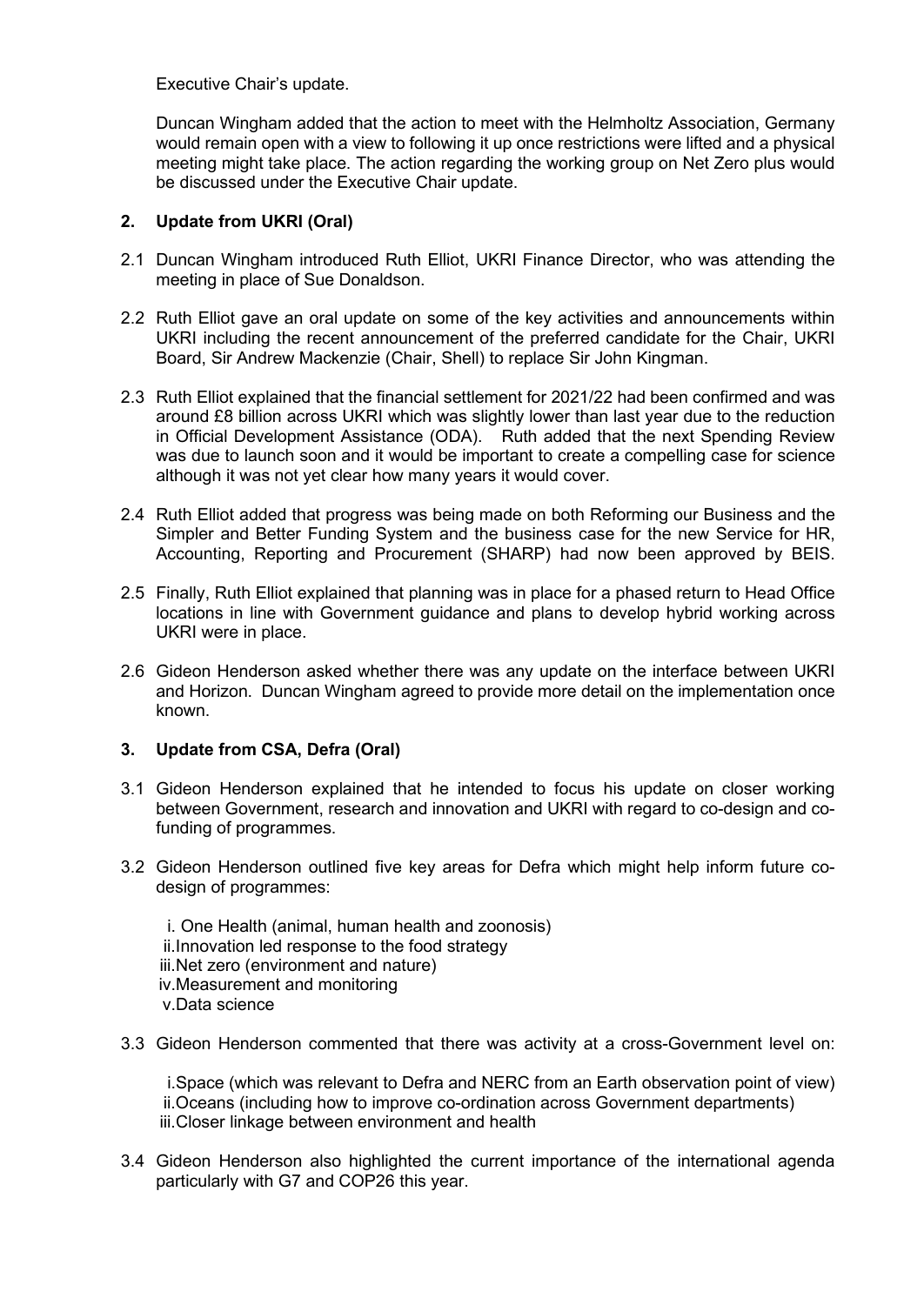Executive Chair's update.

Duncan Wingham added that the action to meet with the Helmholtz Association, Germany would remain open with a view to following it up once restrictions were lifted and a physical meeting might take place. The action regarding the working group on Net Zero plus would be discussed under the Executive Chair update.

## 2. Update from UKRI (Oral)

2.1 Duncan Wingham introduced Ruth Elliot, UKRI Finance Director, who was attending the meeting in place of Sue Donaldson.

2.2 Ruth Elliot gave an oral update on some of the key activities and announcements within UKRI including the recent announcement of the preferred candidate for the Chair, UKRI Board, Sir Andrew Mackenzie (Chair, Shell) to replace Sir John Kingman.

2.3 Ruth Elliot explained that the financial settlement for 2021/22 had been confirmed and was around £8 billion across UKRI which was slightly lower than last year due to the reduction in Official Development Assistance (ODA). Ruth added that the next Spending Review was due to launch soon and it would be important to create a compelling case for science although it was not yet clear how many years it would cover.

2.4 Ruth Elliot added that progress was being made on both Reforming our Business and the Simpler and Better Funding System and the business case for the new Service for HR, Accounting, Reporting and Procurement (SHARP) had now been approved by BEIS.

2.5 Finally, Ruth Elliot explained that planning was in place for a phased return to Head Office locations in line with Government guidance and plans to develop hybrid working across UKRI were in place.

2.6 Gideon Henderson asked whether there was any update on the interface between UKRI and Horizon. Duncan Wingham agreed to provide more detail on the implementation once known.

## 3. Update from CSA, Defra (Oral)

3.1 Gideon Henderson explained that he intended to focus his update on closer working between Government, research and innovation and UKRI with regard to co-design and co-funding of programmes.

3.2 Gideon Henderson outlined five key areas for Defra which might help inform future co-design of programmes:

i. One Health (animal, human health and zoonosis)
ii. Innovation led response to the food strategy
iii. Net zero (environment and nature)
iv. Measurement and monitoring
v. Data science

3.3 Gideon Henderson commented that there was activity at a cross-Government level on:

i. Space (which was relevant to Defra and NERC from an Earth observation point of view)
ii. Oceans (including how to improve co-ordination across Government departments)
iii. Closer linkage between environment and health

3.4 Gideon Henderson also highlighted the current importance of the international agenda particularly with G7 and COP26 this year.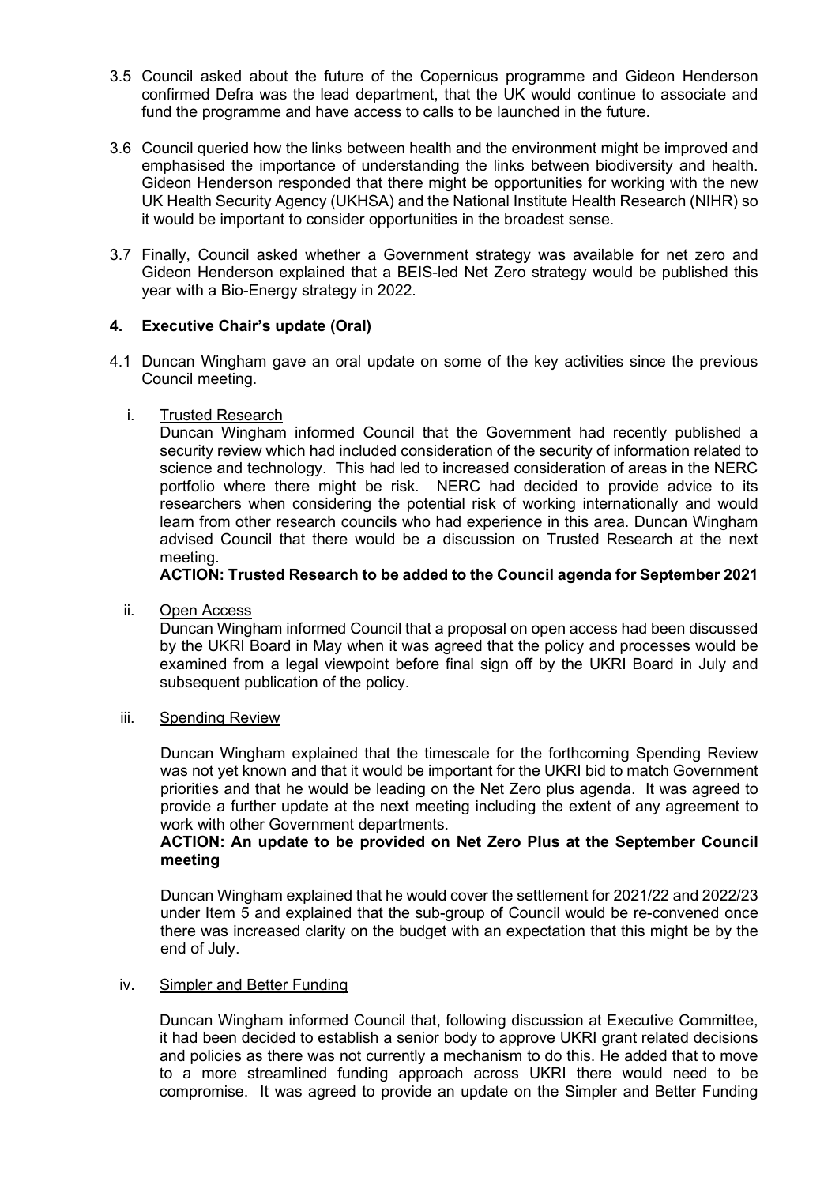3.5 Council asked about the future of the Copernicus programme and Gideon Henderson confirmed Defra was the lead department, that the UK would continue to associate and fund the programme and have access to calls to be launched in the future.

3.6 Council queried how the links between health and the environment might be improved and emphasised the importance of understanding the links between biodiversity and health. Gideon Henderson responded that there might be opportunities for working with the new UK Health Security Agency (UKHSA) and the National Institute Health Research (NIHR) so it would be important to consider opportunities in the broadest sense.

3.7 Finally, Council asked whether a Government strategy was available for net zero and Gideon Henderson explained that a BEIS-led Net Zero strategy would be published this year with a Bio-Energy strategy in 2022.

## 4. Executive Chair's update (Oral)

4.1 Duncan Wingham gave an oral update on some of the key activities since the previous Council meeting.

i. Trusted Research

Duncan Wingham informed Council that the Government had recently published a security review which had included consideration of the security of information related to science and technology. This had led to increased consideration of areas in the NERC portfolio where there might be risk. NERC had decided to provide advice to its researchers when considering the potential risk of working internationally and would learn from other research councils who had experience in this area. Duncan Wingham advised Council that there would be a discussion on Trusted Research at the next meeting.

**ACTION: Trusted Research to be added to the Council agenda for September 2021**

ii. Open Access

Duncan Wingham informed Council that a proposal on open access had been discussed by the UKRI Board in May when it was agreed that the policy and processes would be examined from a legal viewpoint before final sign off by the UKRI Board in July and subsequent publication of the policy.

iii. Spending Review

Duncan Wingham explained that the timescale for the forthcoming Spending Review was not yet known and that it would be important for the UKRI bid to match Government priorities and that he would be leading on the Net Zero plus agenda. It was agreed to provide a further update at the next meeting including the extent of any agreement to work with other Government departments.

**ACTION: An update to be provided on Net Zero Plus at the September Council meeting**

Duncan Wingham explained that he would cover the settlement for 2021/22 and 2022/23 under Item 5 and explained that the sub-group of Council would be re-convened once there was increased clarity on the budget with an expectation that this might be by the end of July.

iv. Simpler and Better Funding

Duncan Wingham informed Council that, following discussion at Executive Committee, it had been decided to establish a senior body to approve UKRI grant related decisions and policies as there was not currently a mechanism to do this. He added that to move to a more streamlined funding approach across UKRI there would need to be compromise. It was agreed to provide an update on the Simpler and Better Funding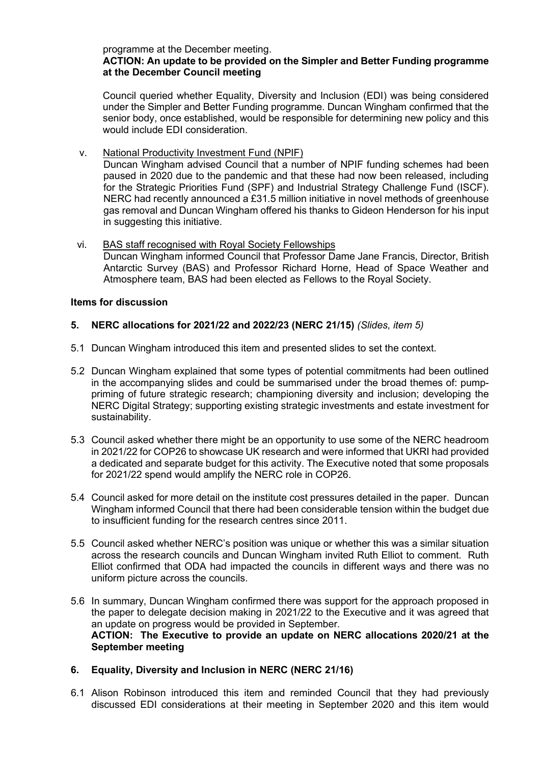programme at the December meeting.

**ACTION: An update to be provided on the Simpler and Better Funding programme at the December Council meeting**

Council queried whether Equality, Diversity and Inclusion (EDI) was being considered under the Simpler and Better Funding programme. Duncan Wingham confirmed that the senior body, once established, would be responsible for determining new policy and this would include EDI consideration.

v. National Productivity Investment Fund (NPIF)

Duncan Wingham advised Council that a number of NPIF funding schemes had been paused in 2020 due to the pandemic and that these had now been released, including for the Strategic Priorities Fund (SPF) and Industrial Strategy Challenge Fund (ISCF). NERC had recently announced a £31.5 million initiative in novel methods of greenhouse gas removal and Duncan Wingham offered his thanks to Gideon Henderson for his input in suggesting this initiative.

vi. BAS staff recognised with Royal Society Fellowships

Duncan Wingham informed Council that Professor Dame Jane Francis, Director, British Antarctic Survey (BAS) and Professor Richard Horne, Head of Space Weather and Atmosphere team, BAS had been elected as Fellows to the Royal Society.

**Items for discussion**

**5. NERC allocations for 2021/22 and 2022/23 (NERC 21/15)** *(Slides, item 5)*

5.1 Duncan Wingham introduced this item and presented slides to set the context.

5.2 Duncan Wingham explained that some types of potential commitments had been outlined in the accompanying slides and could be summarised under the broad themes of: pump-priming of future strategic research; championing diversity and inclusion; developing the NERC Digital Strategy; supporting existing strategic investments and estate investment for sustainability.

5.3 Council asked whether there might be an opportunity to use some of the NERC headroom in 2021/22 for COP26 to showcase UK research and were informed that UKRI had provided a dedicated and separate budget for this activity. The Executive noted that some proposals for 2021/22 spend would amplify the NERC role in COP26.

5.4 Council asked for more detail on the institute cost pressures detailed in the paper. Duncan Wingham informed Council that there had been considerable tension within the budget due to insufficient funding for the research centres since 2011.

5.5 Council asked whether NERC's position was unique or whether this was a similar situation across the research councils and Duncan Wingham invited Ruth Elliot to comment. Ruth Elliot confirmed that ODA had impacted the councils in different ways and there was no uniform picture across the councils.

5.6 In summary, Duncan Wingham confirmed there was support for the approach proposed in the paper to delegate decision making in 2021/22 to the Executive and it was agreed that an update on progress would be provided in September.

**ACTION: The Executive to provide an update on NERC allocations 2020/21 at the September meeting**

**6. Equality, Diversity and Inclusion in NERC (NERC 21/16)**

6.1 Alison Robinson introduced this item and reminded Council that they had previously discussed EDI considerations at their meeting in September 2020 and this item would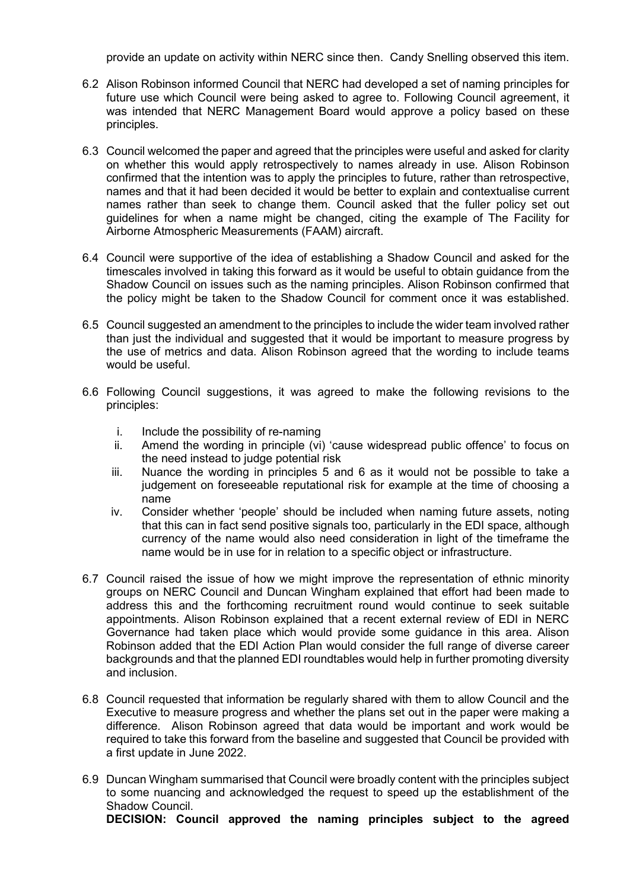provide an update on activity within NERC since then. Candy Snelling observed this item.

6.2 Alison Robinson informed Council that NERC had developed a set of naming principles for future use which Council were being asked to agree to. Following Council agreement, it was intended that NERC Management Board would approve a policy based on these principles.

6.3 Council welcomed the paper and agreed that the principles were useful and asked for clarity on whether this would apply retrospectively to names already in use. Alison Robinson confirmed that the intention was to apply the principles to future, rather than retrospective, names and that it had been decided it would be better to explain and contextualise current names rather than seek to change them. Council asked that the fuller policy set out guidelines for when a name might be changed, citing the example of The Facility for Airborne Atmospheric Measurements (FAAM) aircraft.

6.4 Council were supportive of the idea of establishing a Shadow Council and asked for the timescales involved in taking this forward as it would be useful to obtain guidance from the Shadow Council on issues such as the naming principles. Alison Robinson confirmed that the policy might be taken to the Shadow Council for comment once it was established.

6.5 Council suggested an amendment to the principles to include the wider team involved rather than just the individual and suggested that it would be important to measure progress by the use of metrics and data. Alison Robinson agreed that the wording to include teams would be useful.

6.6 Following Council suggestions, it was agreed to make the following revisions to the principles:

i. Include the possibility of re-naming
ii. Amend the wording in principle (vi) 'cause widespread public offence' to focus on the need instead to judge potential risk
iii. Nuance the wording in principles 5 and 6 as it would not be possible to take a judgement on foreseeable reputational risk for example at the time of choosing a name
iv. Consider whether 'people' should be included when naming future assets, noting that this can in fact send positive signals too, particularly in the EDI space, although currency of the name would also need consideration in light of the timeframe the name would be in use for in relation to a specific object or infrastructure.

6.7 Council raised the issue of how we might improve the representation of ethnic minority groups on NERC Council and Duncan Wingham explained that effort had been made to address this and the forthcoming recruitment round would continue to seek suitable appointments. Alison Robinson explained that a recent external review of EDI in NERC Governance had taken place which would provide some guidance in this area. Alison Robinson added that the EDI Action Plan would consider the full range of diverse career backgrounds and that the planned EDI roundtables would help in further promoting diversity and inclusion.

6.8 Council requested that information be regularly shared with them to allow Council and the Executive to measure progress and whether the plans set out in the paper were making a difference. Alison Robinson agreed that data would be important and work would be required to take this forward from the baseline and suggested that Council be provided with a first update in June 2022.

6.9 Duncan Wingham summarised that Council were broadly content with the principles subject to some nuancing and acknowledged the request to speed up the establishment of the Shadow Council.
**DECISION: Council approved the naming principles subject to the agreed**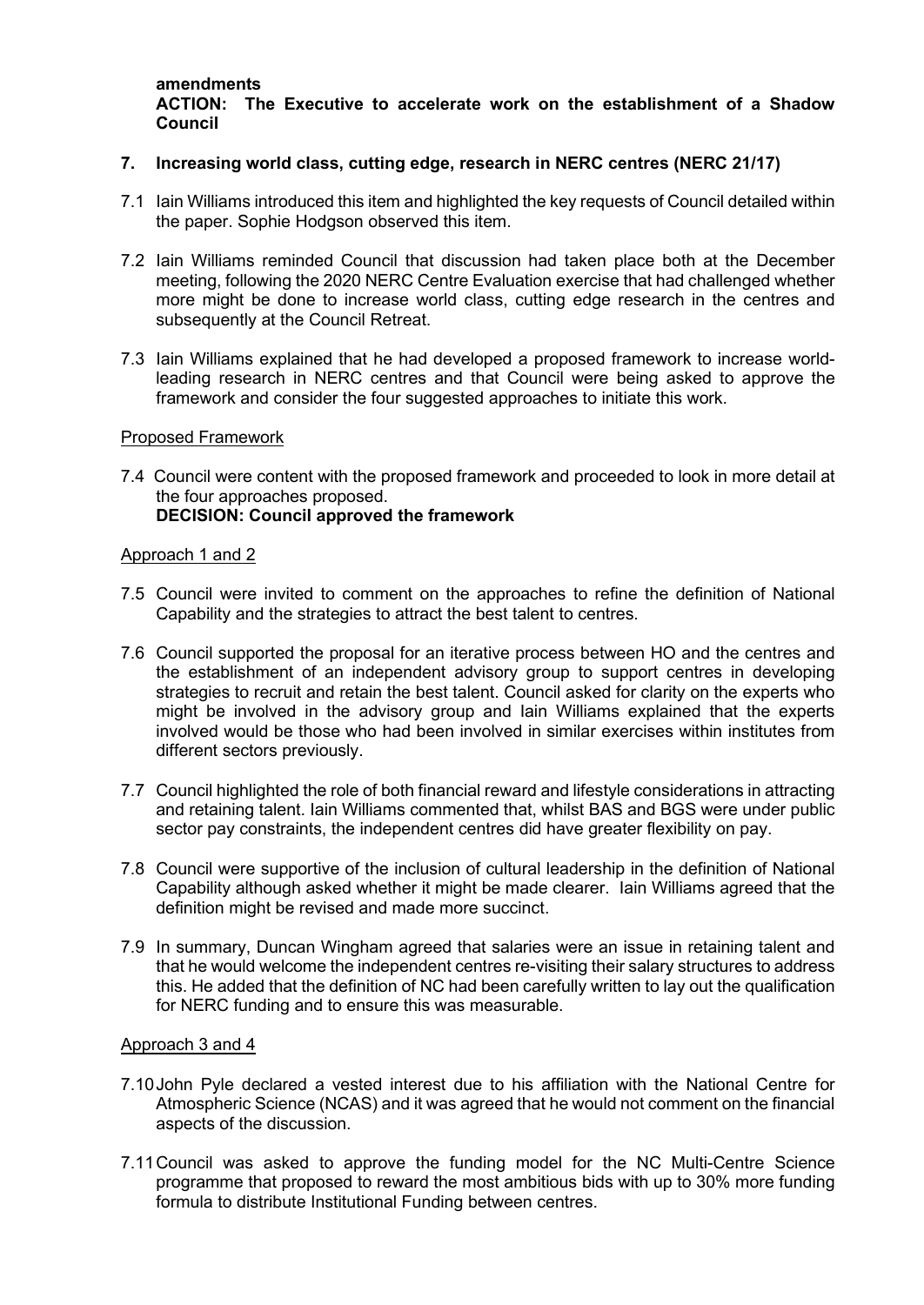**amendments**
**ACTION: The Executive to accelerate work on the establishment of a Shadow Council**

## 7. Increasing world class, cutting edge, research in NERC centres (NERC 21/17)

7.1 Iain Williams introduced this item and highlighted the key requests of Council detailed within the paper. Sophie Hodgson observed this item.

7.2 Iain Williams reminded Council that discussion had taken place both at the December meeting, following the 2020 NERC Centre Evaluation exercise that had challenged whether more might be done to increase world class, cutting edge research in the centres and subsequently at the Council Retreat.

7.3 Iain Williams explained that he had developed a proposed framework to increase world-leading research in NERC centres and that Council were being asked to approve the framework and consider the four suggested approaches to initiate this work.

Proposed Framework

7.4 Council were content with the proposed framework and proceeded to look in more detail at the four approaches proposed.
**DECISION: Council approved the framework**

Approach 1 and 2

7.5 Council were invited to comment on the approaches to refine the definition of National Capability and the strategies to attract the best talent to centres.

7.6 Council supported the proposal for an iterative process between HO and the centres and the establishment of an independent advisory group to support centres in developing strategies to recruit and retain the best talent. Council asked for clarity on the experts who might be involved in the advisory group and Iain Williams explained that the experts involved would be those who had been involved in similar exercises within institutes from different sectors previously.

7.7 Council highlighted the role of both financial reward and lifestyle considerations in attracting and retaining talent. Iain Williams commented that, whilst BAS and BGS were under public sector pay constraints, the independent centres did have greater flexibility on pay.

7.8 Council were supportive of the inclusion of cultural leadership in the definition of National Capability although asked whether it might be made clearer. Iain Williams agreed that the definition might be revised and made more succinct.

7.9 In summary, Duncan Wingham agreed that salaries were an issue in retaining talent and that he would welcome the independent centres re-visiting their salary structures to address this. He added that the definition of NC had been carefully written to lay out the qualification for NERC funding and to ensure this was measurable.

Approach 3 and 4

7.10 John Pyle declared a vested interest due to his affiliation with the National Centre for Atmospheric Science (NCAS) and it was agreed that he would not comment on the financial aspects of the discussion.

7.11 Council was asked to approve the funding model for the NC Multi-Centre Science programme that proposed to reward the most ambitious bids with up to 30% more funding formula to distribute Institutional Funding between centres.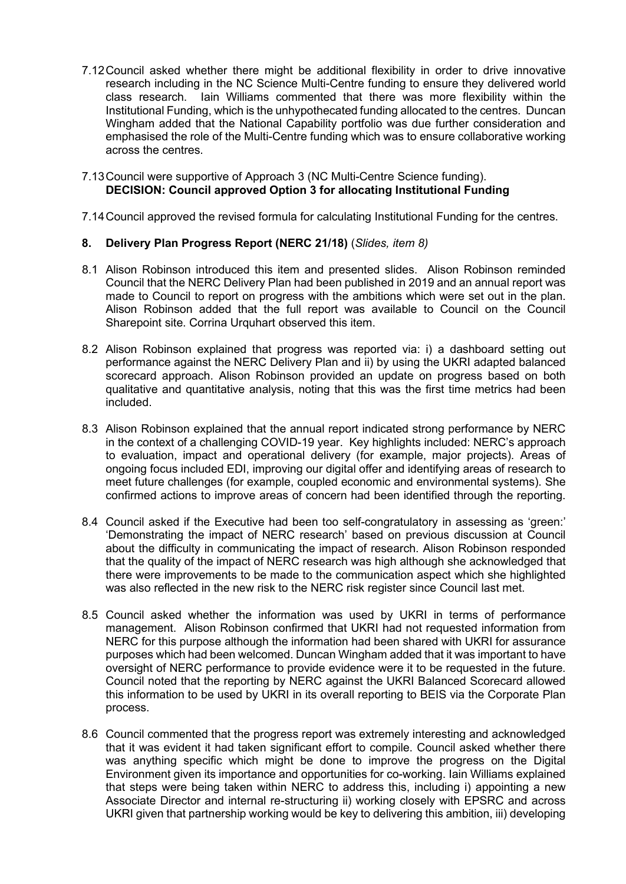7.12 Council asked whether there might be additional flexibility in order to drive innovative research including in the NC Science Multi-Centre funding to ensure they delivered world class research. Iain Williams commented that there was more flexibility within the Institutional Funding, which is the unhypothecated funding allocated to the centres. Duncan Wingham added that the National Capability portfolio was due further consideration and emphasised the role of the Multi-Centre funding which was to ensure collaborative working across the centres.

7.13 Council were supportive of Approach 3 (NC Multi-Centre Science funding).
**DECISION: Council approved Option 3 for allocating Institutional Funding**

7.14 Council approved the revised formula for calculating Institutional Funding for the centres.

## 8. Delivery Plan Progress Report (NERC 21/18) (*Slides, item 8)*

8.1 Alison Robinson introduced this item and presented slides. Alison Robinson reminded Council that the NERC Delivery Plan had been published in 2019 and an annual report was made to Council to report on progress with the ambitions which were set out in the plan. Alison Robinson added that the full report was available to Council on the Council Sharepoint site. Corrina Urquhart observed this item.

8.2 Alison Robinson explained that progress was reported via: i) a dashboard setting out performance against the NERC Delivery Plan and ii) by using the UKRI adapted balanced scorecard approach. Alison Robinson provided an update on progress based on both qualitative and quantitative analysis, noting that this was the first time metrics had been included.

8.3 Alison Robinson explained that the annual report indicated strong performance by NERC in the context of a challenging COVID-19 year. Key highlights included: NERC's approach to evaluation, impact and operational delivery (for example, major projects). Areas of ongoing focus included EDI, improving our digital offer and identifying areas of research to meet future challenges (for example, coupled economic and environmental systems). She confirmed actions to improve areas of concern had been identified through the reporting.

8.4 Council asked if the Executive had been too self-congratulatory in assessing as 'green:' 'Demonstrating the impact of NERC research' based on previous discussion at Council about the difficulty in communicating the impact of research. Alison Robinson responded that the quality of the impact of NERC research was high although she acknowledged that there were improvements to be made to the communication aspect which she highlighted was also reflected in the new risk to the NERC risk register since Council last met.

8.5 Council asked whether the information was used by UKRI in terms of performance management. Alison Robinson confirmed that UKRI had not requested information from NERC for this purpose although the information had been shared with UKRI for assurance purposes which had been welcomed. Duncan Wingham added that it was important to have oversight of NERC performance to provide evidence were it to be requested in the future. Council noted that the reporting by NERC against the UKRI Balanced Scorecard allowed this information to be used by UKRI in its overall reporting to BEIS via the Corporate Plan process.

8.6 Council commented that the progress report was extremely interesting and acknowledged that it was evident it had taken significant effort to compile. Council asked whether there was anything specific which might be done to improve the progress on the Digital Environment given its importance and opportunities for co-working. Iain Williams explained that steps were being taken within NERC to address this, including i) appointing a new Associate Director and internal re-structuring ii) working closely with EPSRC and across UKRI given that partnership working would be key to delivering this ambition, iii) developing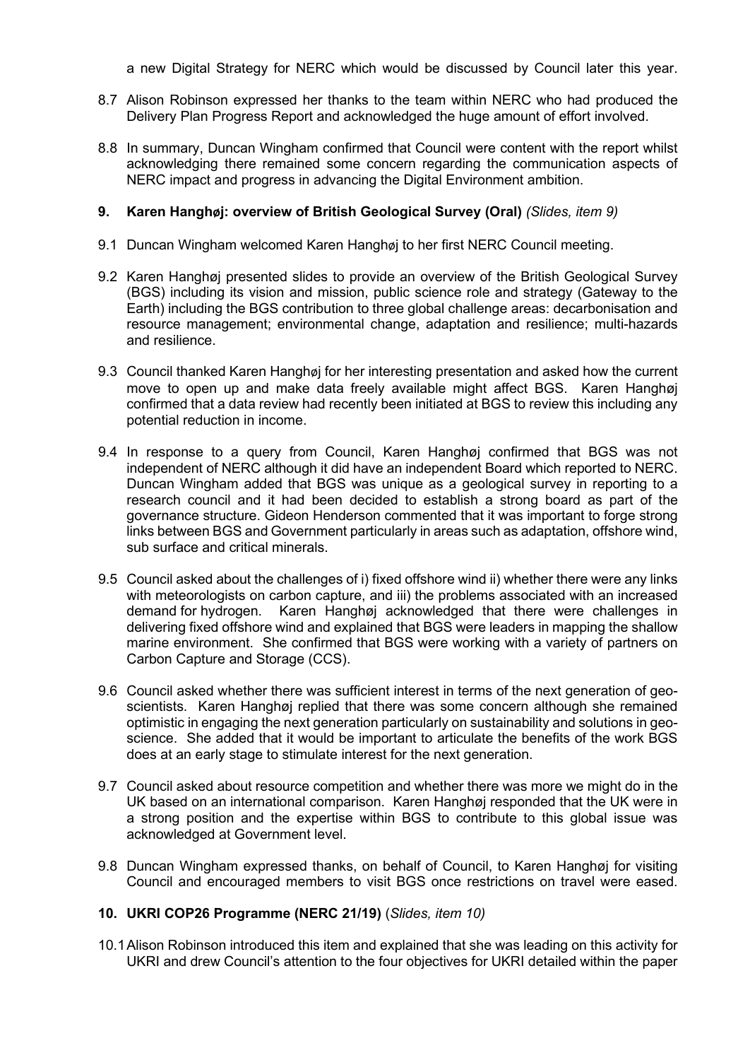a new Digital Strategy for NERC which would be discussed by Council later this year.

8.7 Alison Robinson expressed her thanks to the team within NERC who had produced the Delivery Plan Progress Report and acknowledged the huge amount of effort involved.

8.8 In summary, Duncan Wingham confirmed that Council were content with the report whilst acknowledging there remained some concern regarding the communication aspects of NERC impact and progress in advancing the Digital Environment ambition.

## 9. Karen Hanghøj: overview of British Geological Survey (Oral) *(Slides, item 9)*

9.1 Duncan Wingham welcomed Karen Hanghøj to her first NERC Council meeting.

9.2 Karen Hanghøj presented slides to provide an overview of the British Geological Survey (BGS) including its vision and mission, public science role and strategy (Gateway to the Earth) including the BGS contribution to three global challenge areas: decarbonisation and resource management; environmental change, adaptation and resilience; multi-hazards and resilience.

9.3 Council thanked Karen Hanghøj for her interesting presentation and asked how the current move to open up and make data freely available might affect BGS. Karen Hanghøj confirmed that a data review had recently been initiated at BGS to review this including any potential reduction in income.

9.4 In response to a query from Council, Karen Hanghøj confirmed that BGS was not independent of NERC although it did have an independent Board which reported to NERC. Duncan Wingham added that BGS was unique as a geological survey in reporting to a research council and it had been decided to establish a strong board as part of the governance structure. Gideon Henderson commented that it was important to forge strong links between BGS and Government particularly in areas such as adaptation, offshore wind, sub surface and critical minerals.

9.5 Council asked about the challenges of i) fixed offshore wind ii) whether there were any links with meteorologists on carbon capture, and iii) the problems associated with an increased demand for hydrogen. Karen Hanghøj acknowledged that there were challenges in delivering fixed offshore wind and explained that BGS were leaders in mapping the shallow marine environment. She confirmed that BGS were working with a variety of partners on Carbon Capture and Storage (CCS).

9.6 Council asked whether there was sufficient interest in terms of the next generation of geo-scientists. Karen Hanghøj replied that there was some concern although she remained optimistic in engaging the next generation particularly on sustainability and solutions in geo-science. She added that it would be important to articulate the benefits of the work BGS does at an early stage to stimulate interest for the next generation.

9.7 Council asked about resource competition and whether there was more we might do in the UK based on an international comparison. Karen Hanghøj responded that the UK were in a strong position and the expertise within BGS to contribute to this global issue was acknowledged at Government level.

9.8 Duncan Wingham expressed thanks, on behalf of Council, to Karen Hanghøj for visiting Council and encouraged members to visit BGS once restrictions on travel were eased.

## 10. UKRI COP26 Programme (NERC 21/19) *(Slides, item 10)*

10.1 Alison Robinson introduced this item and explained that she was leading on this activity for UKRI and drew Council's attention to the four objectives for UKRI detailed within the paper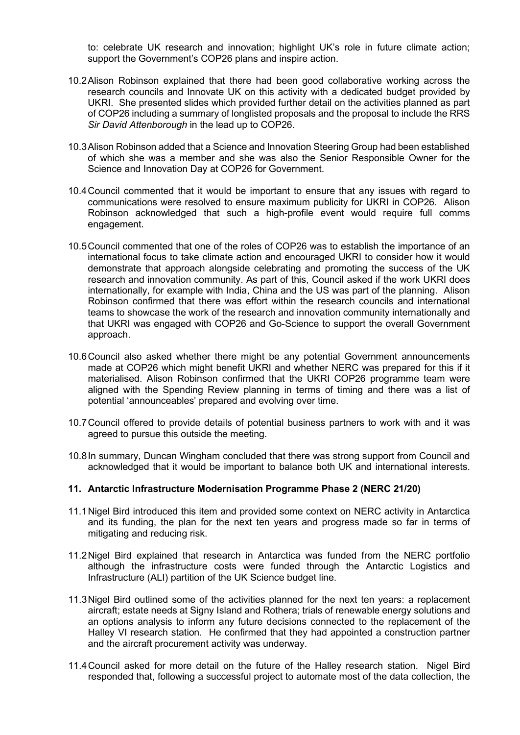to: celebrate UK research and innovation; highlight UK's role in future climate action; support the Government's COP26 plans and inspire action.

10.2 Alison Robinson explained that there had been good collaborative working across the research councils and Innovate UK on this activity with a dedicated budget provided by UKRI. She presented slides which provided further detail on the activities planned as part of COP26 including a summary of longlisted proposals and the proposal to include the RRS *Sir David Attenborough* in the lead up to COP26.

10.3 Alison Robinson added that a Science and Innovation Steering Group had been established of which she was a member and she was also the Senior Responsible Owner for the Science and Innovation Day at COP26 for Government.

10.4 Council commented that it would be important to ensure that any issues with regard to communications were resolved to ensure maximum publicity for UKRI in COP26. Alison Robinson acknowledged that such a high-profile event would require full comms engagement.

10.5 Council commented that one of the roles of COP26 was to establish the importance of an international focus to take climate action and encouraged UKRI to consider how it would demonstrate that approach alongside celebrating and promoting the success of the UK research and innovation community. As part of this, Council asked if the work UKRI does internationally, for example with India, China and the US was part of the planning. Alison Robinson confirmed that there was effort within the research councils and international teams to showcase the work of the research and innovation community internationally and that UKRI was engaged with COP26 and Go-Science to support the overall Government approach.

10.6 Council also asked whether there might be any potential Government announcements made at COP26 which might benefit UKRI and whether NERC was prepared for this if it materialised. Alison Robinson confirmed that the UKRI COP26 programme team were aligned with the Spending Review planning in terms of timing and there was a list of potential 'announceables' prepared and evolving over time.

10.7 Council offered to provide details of potential business partners to work with and it was agreed to pursue this outside the meeting.

10.8 In summary, Duncan Wingham concluded that there was strong support from Council and acknowledged that it would be important to balance both UK and international interests.

## 11. Antarctic Infrastructure Modernisation Programme Phase 2 (NERC 21/20)

11.1 Nigel Bird introduced this item and provided some context on NERC activity in Antarctica and its funding, the plan for the next ten years and progress made so far in terms of mitigating and reducing risk.

11.2 Nigel Bird explained that research in Antarctica was funded from the NERC portfolio although the infrastructure costs were funded through the Antarctic Logistics and Infrastructure (ALI) partition of the UK Science budget line.

11.3 Nigel Bird outlined some of the activities planned for the next ten years: a replacement aircraft; estate needs at Signy Island and Rothera; trials of renewable energy solutions and an options analysis to inform any future decisions connected to the replacement of the Halley VI research station. He confirmed that they had appointed a construction partner and the aircraft procurement activity was underway.

11.4 Council asked for more detail on the future of the Halley research station. Nigel Bird responded that, following a successful project to automate most of the data collection, the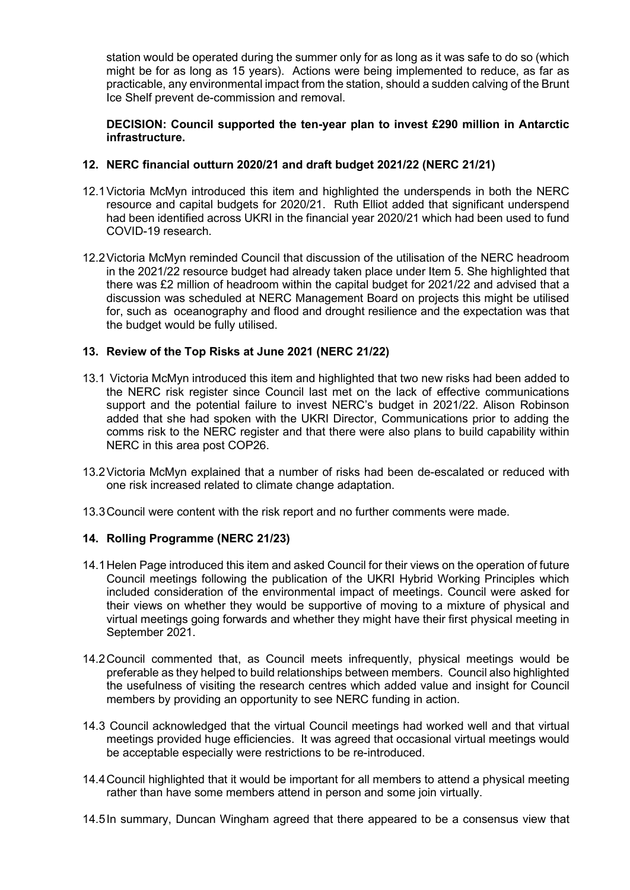station would be operated during the summer only for as long as it was safe to do so (which might be for as long as 15 years). Actions were being implemented to reduce, as far as practicable, any environmental impact from the station, should a sudden calving of the Brunt Ice Shelf prevent de-commission and removal.

**DECISION: Council supported the ten-year plan to invest £290 million in Antarctic infrastructure.**

## 12. NERC financial outturn 2020/21 and draft budget 2021/22 (NERC 21/21)

12.1 Victoria McMyn introduced this item and highlighted the underspends in both the NERC resource and capital budgets for 2020/21. Ruth Elliot added that significant underspend had been identified across UKRI in the financial year 2020/21 which had been used to fund COVID-19 research.

12.2 Victoria McMyn reminded Council that discussion of the utilisation of the NERC headroom in the 2021/22 resource budget had already taken place under Item 5. She highlighted that there was £2 million of headroom within the capital budget for 2021/22 and advised that a discussion was scheduled at NERC Management Board on projects this might be utilised for, such as oceanography and flood and drought resilience and the expectation was that the budget would be fully utilised.

## 13. Review of the Top Risks at June 2021 (NERC 21/22)

13.1 Victoria McMyn introduced this item and highlighted that two new risks had been added to the NERC risk register since Council last met on the lack of effective communications support and the potential failure to invest NERC's budget in 2021/22. Alison Robinson added that she had spoken with the UKRI Director, Communications prior to adding the comms risk to the NERC register and that there were also plans to build capability within NERC in this area post COP26.

13.2 Victoria McMyn explained that a number of risks had been de-escalated or reduced with one risk increased related to climate change adaptation.

13.3 Council were content with the risk report and no further comments were made.

## 14. Rolling Programme (NERC 21/23)

14.1 Helen Page introduced this item and asked Council for their views on the operation of future Council meetings following the publication of the UKRI Hybrid Working Principles which included consideration of the environmental impact of meetings. Council were asked for their views on whether they would be supportive of moving to a mixture of physical and virtual meetings going forwards and whether they might have their first physical meeting in September 2021.

14.2 Council commented that, as Council meets infrequently, physical meetings would be preferable as they helped to build relationships between members. Council also highlighted the usefulness of visiting the research centres which added value and insight for Council members by providing an opportunity to see NERC funding in action.

14.3 Council acknowledged that the virtual Council meetings had worked well and that virtual meetings provided huge efficiencies. It was agreed that occasional virtual meetings would be acceptable especially were restrictions to be re-introduced.

14.4 Council highlighted that it would be important for all members to attend a physical meeting rather than have some members attend in person and some join virtually.

14.5 In summary, Duncan Wingham agreed that there appeared to be a consensus view that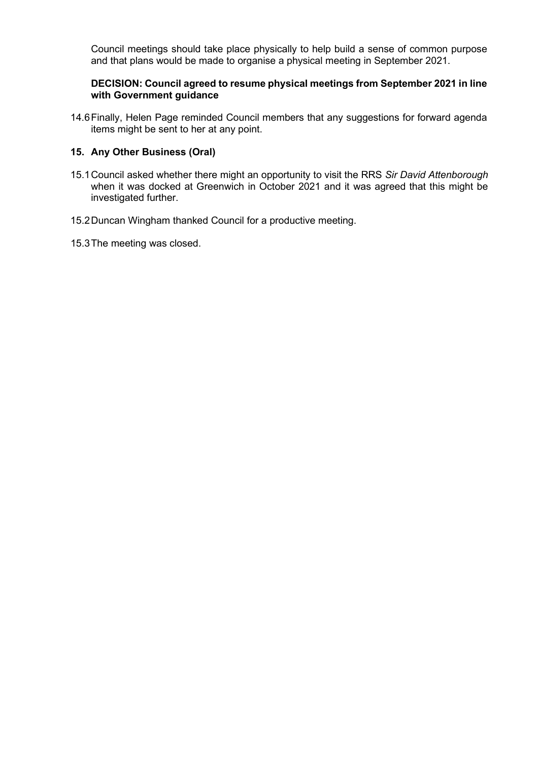Council meetings should take place physically to help build a sense of common purpose and that plans would be made to organise a physical meeting in September 2021.

**DECISION: Council agreed to resume physical meetings from September 2021 in line with Government guidance**

14.6 Finally, Helen Page reminded Council members that any suggestions for forward agenda items might be sent to her at any point.

## 15. Any Other Business (Oral)

15.1 Council asked whether there might an opportunity to visit the RRS *Sir David Attenborough* when it was docked at Greenwich in October 2021 and it was agreed that this might be investigated further.

15.2 Duncan Wingham thanked Council for a productive meeting.

15.3 The meeting was closed.